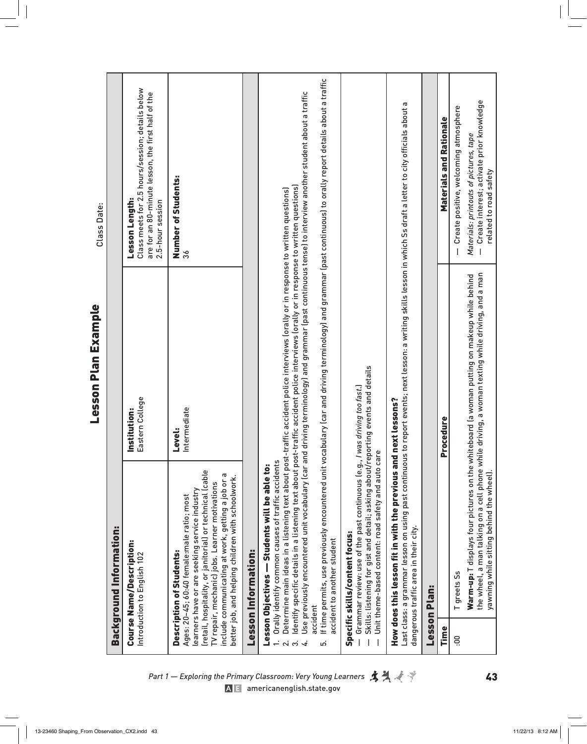# Lesson Plan Example

Class Date:

## Background Information:

| Course Name/Description: Introduction to English 102 | Institution: Eastern College | Lesson Length: Class meets for 2.5 hours/session; details below are for an 80-minute lesson, the first half of the 2.5-hour session |
|---|---|---|
| **Description of Students:** Ages: 20–45; 60:40 female:male ratio; most learners have or are seeking service industry (retail, hospitality, or janitorial) or technical (cable TV repair, mechanic) jobs. Learner motivations include communicating at work, getting a job or a better job, and helping children with schoolwork. | **Level:** Intermediate | **Number of Students:** 36 |

## Lesson Information:

**Lesson Objectives — Students will be able to:**

1. Orally identify common causes of traffic accidents
2. Determine main ideas in a listening text about post-traffic accident police interviews (orally or in response to written questions)
3. Identify specific details in a listening text about post-traffic accident police interviews (orally or in response to written questions)
4. Use previously encountered unit vocabulary (car and driving terminology) and grammar (past continuous tense) to interview another student about a traffic accident
5. If time permits, use previously encountered unit vocabulary (car and driving terminology) and grammar (past continuous) to orally report details about a traffic accident to another student

**Specific skills/content focus:**

- Grammar review: use of the past continuous (e.g., *I was driving too fast.*)
- Skills: listening for gist and detail; asking about/reporting events and details
- Unit theme-based content: road safety and auto care

**How does this lesson fit in with the previous and next lessons?**

Last class: a grammar lesson on using past continuous to report events; next lesson: a writing skills lesson in which Ss draft a letter to city officials about a dangerous traffic area in their city.

## Lesson Plan:

| Time | Procedure | Materials and Rationale |
|---|---|---|
| :00 | T greets Ss | — Create positive, welcoming atmosphere |
| | **Warm-up:** T displays four pictures on the whiteboard (a woman putting on makeup while behind the wheel, a man talking on a cell phone while driving, a woman texting while driving, and a man yawning while sitting behind the wheel). | *Materials: printouts of pictures, tape*<br>— Create interest; activate prior knowledge related to road safety |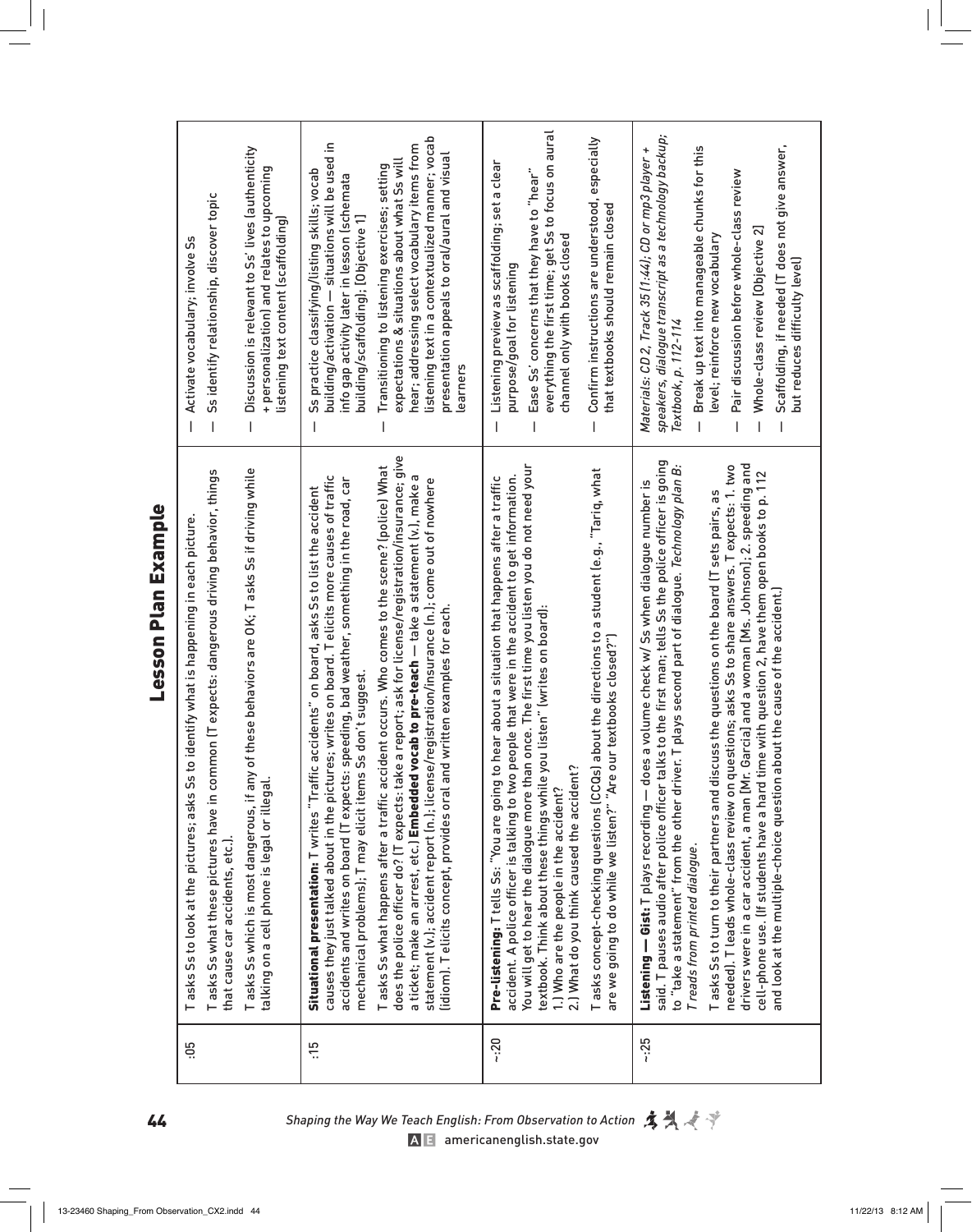## Lesson Plan Example

| | | |
|---|---|---|
| :05 | T asks Ss to look at the pictures; asks Ss to identify what is happening in each picture.<br><br>T asks Ss what these pictures have in common (T expects: dangerous driving behavior, things that cause car accidents, etc.).<br><br>T asks Ss which is most dangerous, if any of these behaviors are OK; T asks Ss if driving while talking on a cell phone is legal or illegal. | — Activate vocabulary; involve Ss<br><br>— Ss identify relationship, discover topic<br><br>— Discussion is relevant to Ss' lives (authenticity + personalization) and relates to upcoming listening text content (scaffolding) |
| :15 | **Situational presentation:** T writes "Traffic accidents" on board, asks Ss to list the accident causes they just talked about in the pictures; writes on board. T elicits more causes of traffic accidents and writes on board (T expects: speeding, bad weather, something in the road, car mechanical problems); T may elicit items Ss don't suggest.<br><br>T asks Ss what happens after a traffic accident occurs. Who comes to the scene? (police) What does the police officer do? (T expects: take a report; ask for license/registration/insurance; give a ticket; make an arrest, etc.) **Embedded vocab to pre-teach** — take a statement (v.), make a statement (v.); accident report (n.); license/registration/insurance (n.); come out of nowhere (idiom). T elicits concept, provides oral and written examples for each. | — Ss practice classifying/listing skills; vocab building/activation — situations will be used in info gap activity later in lesson (schemata building/scaffolding); [Objective 1]<br><br>— Transitioning to listening exercises; setting expectations & situations about what Ss will hear; addressing select vocabulary items from listening text in a contextualized manner; vocab presentation appeals to oral/aural and visual learners |
| ~:20 | **Pre-listening:** T tells Ss: "You are going to hear about a situation that happens after a traffic accident. A police officer is talking to two people that were in the accident to get information. You will get to hear the dialogue more than once. The first time you listen you do not need your textbook. Think about these things while you listen" (writes on board):<br>1.) Who are the people in the accident?<br>2.) What do you think caused the accident?<br><br>T asks concept-checking questions (CCQs) about the directions to a student (e.g., "Tariq, what are we going to do while we listen?" "Are our textbooks closed?") | — Listening preview as scaffolding; set a clear purpose/goal for listening<br><br>— Ease Ss' concerns that they have to "hear" everything the first time; get Ss to focus on aural channel only with books closed<br><br>— Confirm instructions are understood, especially that textbooks should remain closed |
| ~:25 | **Listening — Gist:** T plays recording — does a volume check w/ Ss when dialogue number is said. T pauses audio after police officer talks to the first man; tells Ss the police officer is going to "take a statement" from the other driver. T plays second part of dialogue. *Technology plan B: T reads from printed dialogue.*<br><br>T asks Ss to turn to their partners and discuss the questions on the board (T sets pairs, as needed). T leads whole-class review on questions; asks Ss to share answers. T expects: 1. two drivers were in a car accident, a man [Mr. Garcia] and a woman [Ms. Johnson]; 2. speeding and cell-phone use. (If students have a hard time with question 2, have them open books to p. 112 and look at the multiple-choice question about the cause of the accident.) | *Materials: CD 2, Track 35 [1:44]; CD or mp3 player + speakers, dialogue transcript as a technology backup; Textbook, p. 112-114*<br><br>— Break up text into manageable chunks for this level; reinforce new vocabulary<br><br>— Pair discussion before whole-class review<br><br>— Whole-class review [Objective 2]<br><br>— Scaffolding, if needed (T does not give answer, but reduces difficulty level) |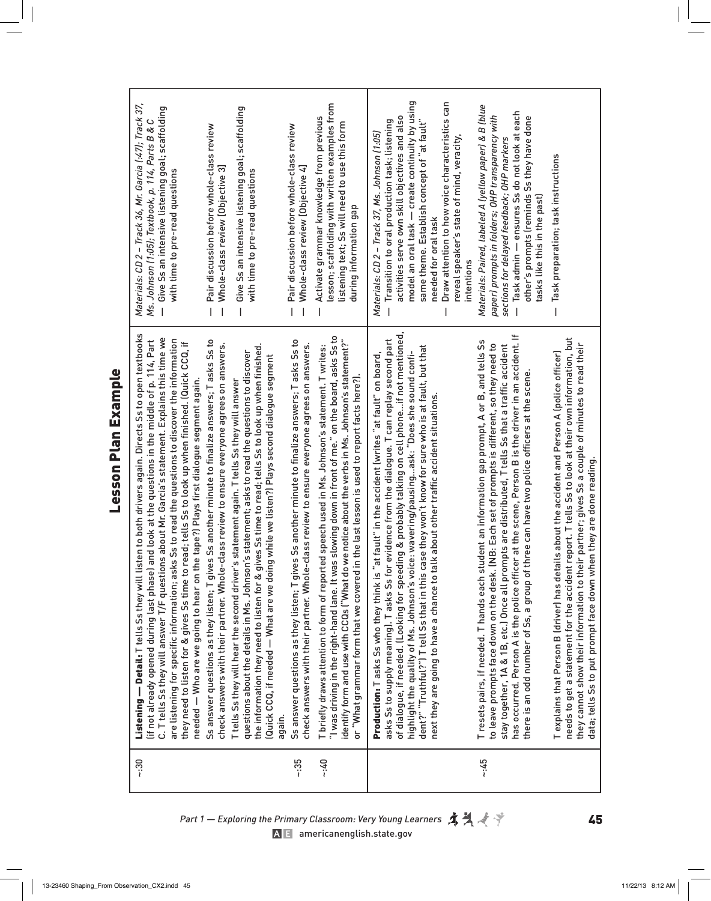# Lesson Plan Example

| | | |
|---|---|---|
| ~:30 | **Listening — Detail:** T tells Ss they will listen to both drivers again. Directs Ss to open textbooks (if not already opened during last phase) and look at the questions in the middle of p. 114, Part C. T tells Ss they will answer T/F questions about Mr. Garcia's statement. Explains this time we are listening for specific information; asks Ss to read the questions to discover the information they need to listen for & gives Ss time to read; tells Ss to look up when finished. (Quick CCQ, if needed — Who are we going to hear on the tape?) Plays first dialogue segment again. | *Materials: CD 2 – Track 36, Mr. Garcia (:47); Track 37, Ms. Johnson (1:05); Textbook, p. 114, Parts B & C*<br>— Give Ss an intensive listening goal; scaffolding with time to pre-read questions |
| | Ss answer questions as they listen; T gives Ss another minute to finalize answers; T asks Ss to check answers with their partner. Whole-class review to ensure everyone agrees on answers. | — Pair discussion before whole-class review<br>— Whole-class review [Objective 3] |
| | T tells Ss they will hear the second driver's statement again. T tells Ss they will answer questions about the details in Ms. Johnson's statement; asks to read the questions to discover the information they need to listen for & gives Ss time to read; tells Ss to look up when finished. (Quick CCQ, if needed — What are we doing while we listen?) Plays second dialogue segment again. | — Give Ss an intensive listening goal; scaffolding with time to pre-read questions |
| ~:35 | Ss answer questions as they listen; T gives Ss another minute to finalize answers; T asks Ss to check answers with their partner. Whole-class review to ensure everyone agrees on answers. | — Pair discussion before whole-class review<br>— Whole-class review [Objective 4] |
| ~:40 | T briefly draws attention to form of reported speech used in Ms. Johnson's statement. T writes: "I was driving in the right-hand lane. It was slowing down in front of me." on the board, asks Ss to identify form and use with CCQs ("What do we notice about the verbs in Ms. Johnson's statement?" or "What grammar form that we covered in the last lesson is used to report facts here?). | — Activate grammar knowledge from previous lesson; scaffolding with written examples from listening text; Ss will need to use this form during information gap |
| | **Production:** T asks Ss who they think is "at fault" in the accident (writes "at fault" on board, asks Ss to supply meaning). T asks Ss for evidence from the dialogue. T can replay second part of dialogue, if needed. (Looking for speeding & probably talking on cell phone…if not mentioned, highlight the quality of Ms. Johnson's voice: wavering/pausing…ask: "Does she sound confident?" "Truthful?") T tell Ss that in this case they won't know for sure who is at fault, but that next they are going to have a chance to talk about other traffic accident situations. | *Materials: CD 2 – Track 37, Ms. Johnson (1:05)*<br>— Transition to oral production task; listening activities serve own skill objectives and also model an oral task — create continuity by using same theme. Establish concept of "at fault" needed for oral task<br>— Draw attention to how voice characteristics can reveal speaker's state of mind, veracity, intentions |
| ~:45 | T resets pairs, if needed. T hands each student an information gap prompt, A or B, and tells Ss to leave prompts face down on the desk. (NB: Each set of prompts is different, so they need to stay together, 1A & 1B, etc.) Once all prompts are distributed, T tells Ss that a traffic accident has occurred. Person A is the police officer at the scene, Person B is the driver in an accident. If there is an odd number of Ss, a group of three can have two police officers at the scene. | *Materials: Paired, labeled A (yellow paper) & B (blue paper) prompts in folders; OHP transparency with sections for delayed feedback; OHP markers*<br>— Task admin — ensures Ss do not look at each other's prompts (reminds Ss they have done tasks like this in the past) |
| | T explains that Person B (driver) has details about the accident and Person A (police officer) needs to get a statement for the accident report. T tells Ss to look at their own information, but they cannot show their information to their partner; gives Ss a couple of minutes to read their data; tells Ss to put prompt face down when they are done reading. | — Task preparation; task instructions |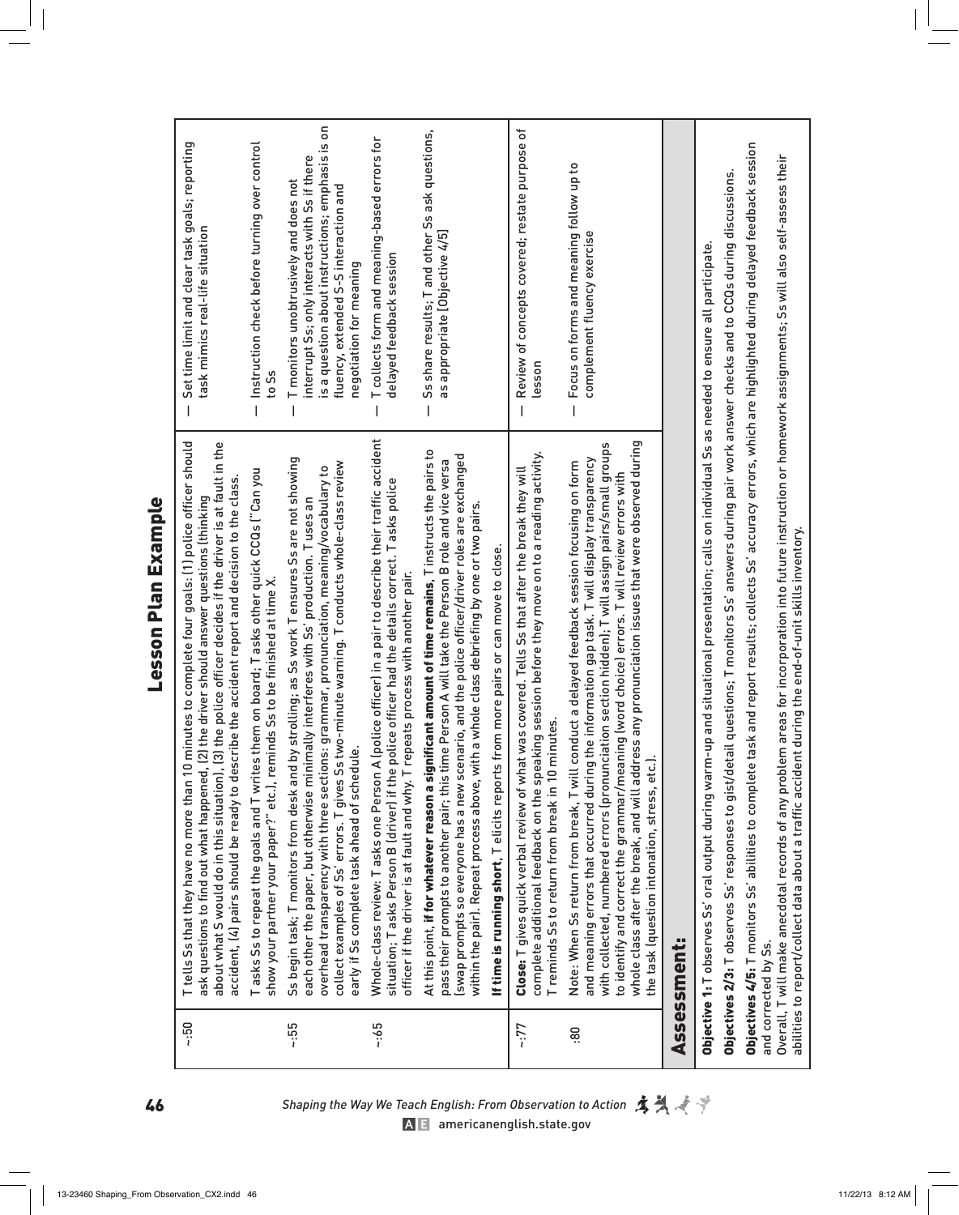# Lesson Plan Example

| | | |
|---|---|---|
| ~:50 | T tells Ss that they have no more than 10 minutes to complete four goals: (1) police officer should ask questions to find out what happened, (2) the driver should answer questions (thinking about what S would do in this situation), (3) the police officer decides if the driver is at fault in the accident, (4) pairs should be ready to describe the accident report and decision to the class. | — Set time limit and clear task goals; reporting task mimics real-life situation |
| | T asks Ss to repeat the goals and T writes them on board; T asks other quick CCQs ("Can you show your partner your paper?" etc.), reminds Ss to be finished at time X. | — Instruction check before turning over control to Ss |
| ~:55 | Ss begin task; T monitors from desk and by strolling; as Ss work T ensures Ss are not showing each other the paper, but otherwise minimally interferes with Ss' production. T uses an overhead transparency with three sections: grammar, pronunciation, meaning/vocabulary to collect examples of Ss' errors. T gives Ss two-minute warning. T conducts whole-class review early if Ss complete task ahead of schedule. | — T monitors unobtrusively and does not interrupt Ss; only interacts with Ss if there is a question about instructions; emphasis is on fluency, extended S-S interaction and negotiation for meaning |
| ~:65 | Whole-class review: T asks one Person A (police officer) in a pair to describe their traffic accident situation; T asks Person B (driver) if the police officer had the details correct. T asks police officer if the driver is at fault and why. T repeats process with another pair. | — T collects form and meaning-based errors for delayed feedback session |
| | At this point, **if for whatever reason a significant amount of time remains**, T instructs the pairs to pass their prompts to another pair; this time Person A will take the Person B role and vice versa (swap prompts so everyone has a new scenario, and the police officer/driver roles are exchanged within the pair). Repeat process above, with a whole class debriefing by one or two pairs. **If time is running short**, T elicits reports from more pairs or can move to close. | — Ss share results; T and other Ss ask questions, as appropriate [Objective 4/5] |
| ~:77 | **Close:** T gives quick verbal review of what was covered. Tells Ss that after the break they will complete additional feedback on the speaking session before they move on to a reading activity. T reminds Ss to return from break in 10 minutes. | — Review of concepts covered; restate purpose of lesson |
| :80 | Note: When Ss return from break, T will conduct a delayed feedback session focusing on form and meaning errors that occurred during the information gap task. T will display transparency with collected, numbered errors (pronunciation section hidden); T will assign pairs/small groups to identify and correct the grammar/meaning (word choice) errors. T will review errors with whole class after the break, and will address any pronunciation issues that were observed during the task (question intonation, stress, etc.). | — Focus on forms and meaning follow up to complement fluency exercise |

## Assessment:

**Objective 1:** T observes Ss' oral output during warm-up and situational presentation; calls on individual Ss as needed to ensure all participate.

**Objectives 2/3:** T observes Ss' responses to gist/detail questions; T monitors Ss' answers during pair work answer checks and to CCQs during discussions.

**Objectives 4/5:** T monitors Ss' abilities to complete task and report results; collects Ss' accuracy errors, which are highlighted during delayed feedback session and corrected by Ss.

Overall, T will make anecdotal records of any problem areas for incorporation into future instruction or homework assignments; Ss will also self-assess their abilities to report/collect data about a traffic accident during the end-of-unit skills inventory.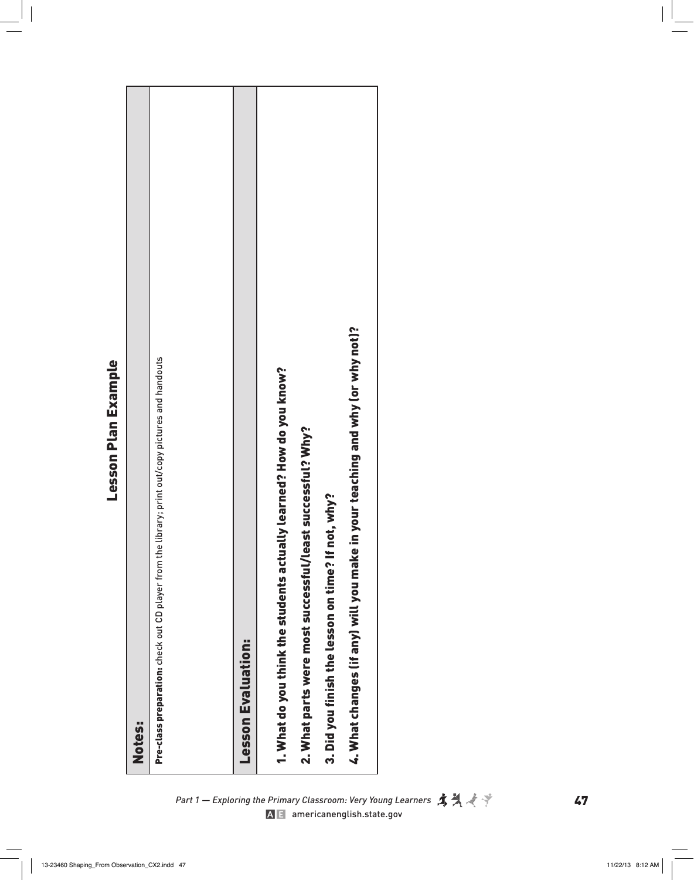# Lesson Plan Example

## Notes:

**Pre-class preparation:** check out CD player from the library; print out/copy pictures and handouts

## Lesson Evaluation:

1. What do you think the students actually learned? How do you know?
2. What parts were most successful/least successful? Why?
3. Did you finish the lesson on time? If not, why?
4. What changes (if any) will you make in your teaching and why (or why not)?